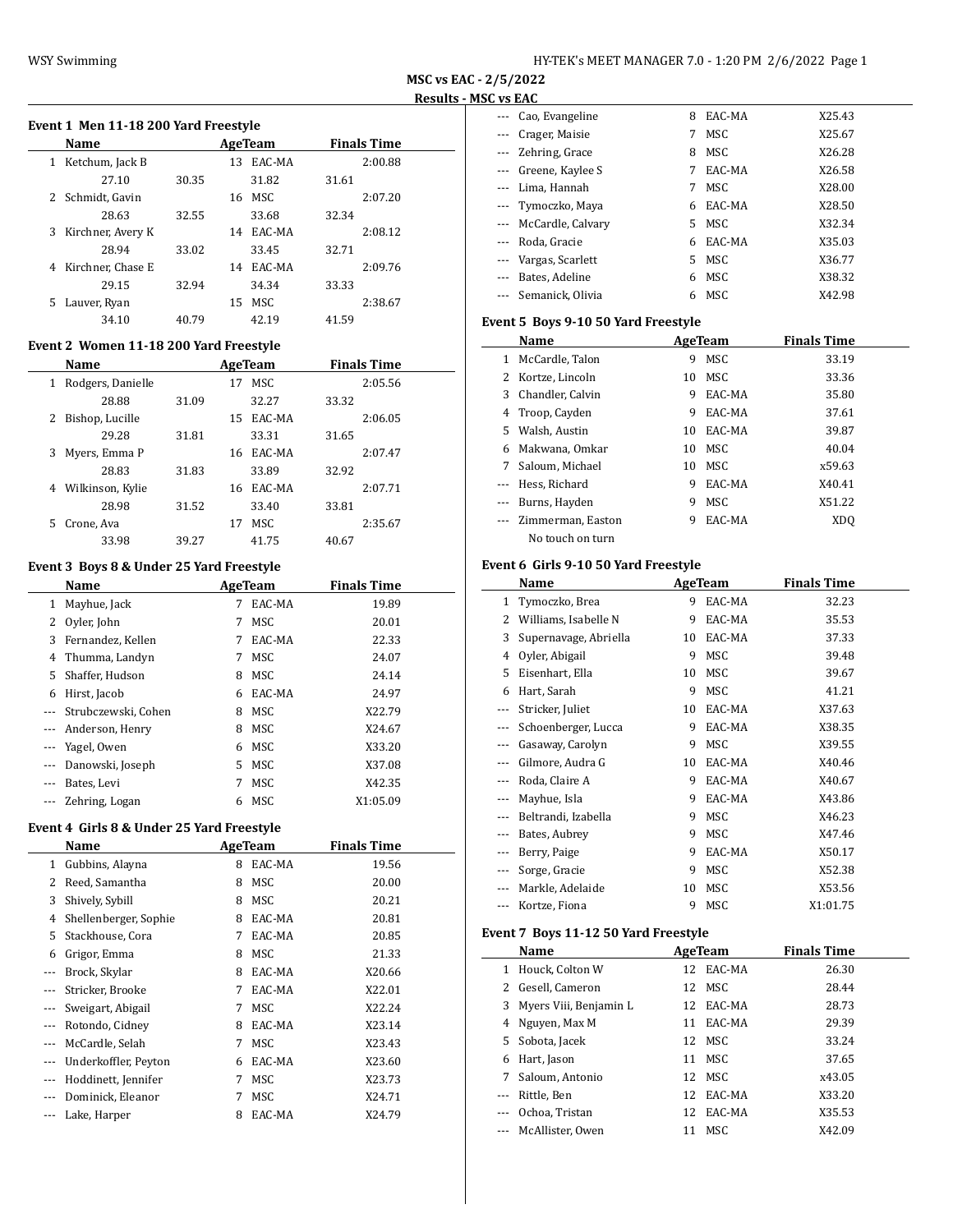**MSC vs EAC - 2/5/2022**

**Results - MSC vs EAC**

### Event 1 Men 11-18 200 Yard Freestyle

| | Name | Age | Team | Finals Time |
|---|---|---|---|---|
| 1 | Ketchum, Jack B | 13 | EAC-MA | 2:00.88 |
| | 27.10 30.35 31.82 31.61 | | | |
| 2 | Schmidt, Gavin | 16 | MSC | 2:07.20 |
| | 28.63 32.55 33.68 32.34 | | | |
| 3 | Kirchner, Avery K | 14 | EAC-MA | 2:08.12 |
| | 28.94 33.02 33.45 32.71 | | | |
| 4 | Kirchner, Chase E | 14 | EAC-MA | 2:09.76 |
| | 29.15 32.94 34.34 33.33 | | | |
| 5 | Lauver, Ryan | 15 | MSC | 2:38.67 |
| | 34.10 40.79 42.19 41.59 | | | |

### Event 2 Women 11-18 200 Yard Freestyle

| | Name | Age | Team | Finals Time |
|---|---|---|---|---|
| 1 | Rodgers, Danielle | 17 | MSC | 2:05.56 |
| | 28.88 31.09 32.27 33.32 | | | |
| 2 | Bishop, Lucille | 15 | EAC-MA | 2:06.05 |
| | 29.28 31.81 33.31 31.65 | | | |
| 3 | Myers, Emma P | 16 | EAC-MA | 2:07.47 |
| | 28.83 31.83 33.89 32.92 | | | |
| 4 | Wilkinson, Kylie | 16 | EAC-MA | 2:07.71 |
| | 28.98 31.52 33.40 33.81 | | | |
| 5 | Crone, Ava | 17 | MSC | 2:35.67 |
| | 33.98 39.27 41.75 40.67 | | | |

### Event 3 Boys 8 & Under 25 Yard Freestyle

| | Name | Age | Team | Finals Time |
|---|---|---|---|---|
| 1 | Mayhue, Jack | 7 | EAC-MA | 19.89 |
| 2 | Oyler, John | 7 | MSC | 20.01 |
| 3 | Fernandez, Kellen | 7 | EAC-MA | 22.33 |
| 4 | Thumma, Landyn | 7 | MSC | 24.07 |
| 5 | Shaffer, Hudson | 8 | MSC | 24.14 |
| 6 | Hirst, Jacob | 6 | EAC-MA | 24.97 |
| --- | Strubczewski, Cohen | 8 | MSC | X22.79 |
| --- | Anderson, Henry | 8 | MSC | X24.67 |
| --- | Yagel, Owen | 6 | MSC | X33.20 |
| --- | Danowski, Joseph | 5 | MSC | X37.08 |
| --- | Bates, Levi | 7 | MSC | X42.35 |
| --- | Zehring, Logan | 6 | MSC | X1:05.09 |

### Event 4 Girls 8 & Under 25 Yard Freestyle

| | Name | Age | Team | Finals Time |
|---|---|---|---|---|
| 1 | Gubbins, Alayna | 8 | EAC-MA | 19.56 |
| 2 | Reed, Samantha | 8 | MSC | 20.00 |
| 3 | Shively, Sybill | 8 | MSC | 20.21 |
| 4 | Shellenberger, Sophie | 8 | EAC-MA | 20.81 |
| 5 | Stackhouse, Cora | 7 | EAC-MA | 20.85 |
| 6 | Grigor, Emma | 8 | MSC | 21.33 |
| --- | Brock, Skylar | 8 | EAC-MA | X20.66 |
| --- | Stricker, Brooke | 7 | EAC-MA | X22.01 |
| --- | Sweigart, Abigail | 7 | MSC | X22.24 |
| --- | Rotondo, Cidney | 8 | EAC-MA | X23.14 |
| --- | McCardle, Selah | 7 | MSC | X23.43 |
| --- | Underkoffler, Peyton | 6 | EAC-MA | X23.60 |
| --- | Hoddinett, Jennifer | 7 | MSC | X23.73 |
| --- | Dominick, Eleanor | 7 | MSC | X24.71 |
| --- | Lake, Harper | 8 | EAC-MA | X24.79 |
| --- | Cao, Evangeline | 8 | EAC-MA | X25.43 |
| --- | Crager, Maisie | 7 | MSC | X25.67 |
| --- | Zehring, Grace | 8 | MSC | X26.28 |
| --- | Greene, Kaylee S | 7 | EAC-MA | X26.58 |
| --- | Lima, Hannah | 7 | MSC | X28.00 |
| --- | Tymoczko, Maya | 6 | EAC-MA | X28.50 |
| --- | McCardle, Calvary | 5 | MSC | X32.34 |
| --- | Roda, Gracie | 6 | EAC-MA | X35.03 |
| --- | Vargas, Scarlett | 5 | MSC | X36.77 |
| --- | Bates, Adeline | 6 | MSC | X38.32 |
| --- | Semanick, Olivia | 6 | MSC | X42.98 |

### Event 5 Boys 9-10 50 Yard Freestyle

| | Name | Age | Team | Finals Time |
|---|---|---|---|---|
| 1 | McCardle, Talon | 9 | MSC | 33.19 |
| 2 | Kortze, Lincoln | 10 | MSC | 33.36 |
| 3 | Chandler, Calvin | 9 | EAC-MA | 35.80 |
| 4 | Troop, Cayden | 9 | EAC-MA | 37.61 |
| 5 | Walsh, Austin | 10 | EAC-MA | 39.87 |
| 6 | Makwana, Omkar | 10 | MSC | 40.04 |
| 7 | Saloum, Michael | 10 | MSC | x59.63 |
| --- | Hess, Richard | 9 | EAC-MA | X40.41 |
| --- | Burns, Hayden | 9 | MSC | X51.22 |
| --- | Zimmerman, Easton | 9 | EAC-MA | XDQ |
| | No touch on turn | | | |

### Event 6 Girls 9-10 50 Yard Freestyle

| | Name | Age | Team | Finals Time |
|---|---|---|---|---|
| 1 | Tymoczko, Brea | 9 | EAC-MA | 32.23 |
| 2 | Williams, Isabelle N | 9 | EAC-MA | 35.53 |
| 3 | Supernavage, Abriella | 10 | EAC-MA | 37.33 |
| 4 | Oyler, Abigail | 9 | MSC | 39.48 |
| 5 | Eisenhart, Ella | 10 | MSC | 39.67 |
| 6 | Hart, Sarah | 9 | MSC | 41.21 |
| --- | Stricker, Juliet | 10 | EAC-MA | X37.63 |
| --- | Schoenberger, Lucca | 9 | EAC-MA | X38.35 |
| --- | Gasaway, Carolyn | 9 | MSC | X39.55 |
| --- | Gilmore, Audra G | 10 | EAC-MA | X40.46 |
| --- | Roda, Claire A | 9 | EAC-MA | X40.67 |
| --- | Mayhue, Isla | 9 | EAC-MA | X43.86 |
| --- | Beltrandi, Izabella | 9 | MSC | X46.23 |
| --- | Bates, Aubrey | 9 | MSC | X47.46 |
| --- | Berry, Paige | 9 | EAC-MA | X50.17 |
| --- | Sorge, Gracie | 9 | MSC | X52.38 |
| --- | Markle, Adelaide | 10 | MSC | X53.56 |
| --- | Kortze, Fiona | 9 | MSC | X1:01.75 |

### Event 7 Boys 11-12 50 Yard Freestyle

| | Name | Age | Team | Finals Time |
|---|---|---|---|---|
| 1 | Houck, Colton W | 12 | EAC-MA | 26.30 |
| 2 | Gesell, Cameron | 12 | MSC | 28.44 |
| 3 | Myers Viii, Benjamin L | 12 | EAC-MA | 28.73 |
| 4 | Nguyen, Max M | 11 | EAC-MA | 29.39 |
| 5 | Sobota, Jacek | 12 | MSC | 33.24 |
| 6 | Hart, Jason | 11 | MSC | 37.65 |
| 7 | Saloum, Antonio | 12 | MSC | x43.05 |
| --- | Rittle, Ben | 12 | EAC-MA | X33.20 |
| --- | Ochoa, Tristan | 12 | EAC-MA | X35.53 |
| --- | McAllister, Owen | 11 | MSC | X42.09 |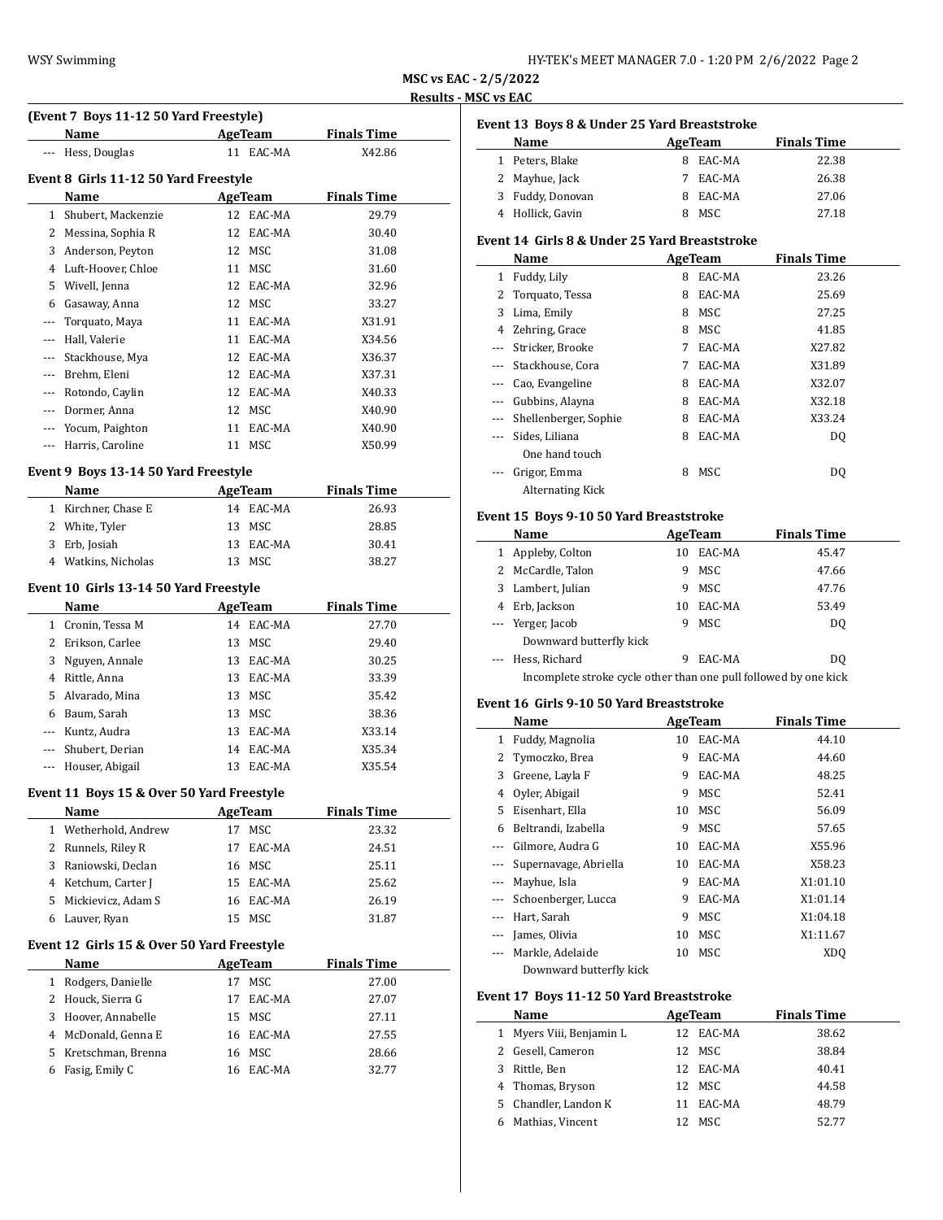**MSC vs EAC - 2/5/2022**

**Results - MSC vs EAC**

### (Event 7 Boys 11-12 50 Yard Freestyle)

| | Name | Age | Team | Finals Time |
|---|---|---|---|---|
| --- | Hess, Douglas | 11 | EAC-MA | X42.86 |

### Event 8 Girls 11-12 50 Yard Freestyle

| | Name | Age | Team | Finals Time |
|---|---|---|---|---|
| 1 | Shubert, Mackenzie | 12 | EAC-MA | 29.79 |
| 2 | Messina, Sophia R | 12 | EAC-MA | 30.40 |
| 3 | Anderson, Peyton | 12 | MSC | 31.08 |
| 4 | Luft-Hoover, Chloe | 11 | MSC | 31.60 |
| 5 | Wivell, Jenna | 12 | EAC-MA | 32.96 |
| 6 | Gasaway, Anna | 12 | MSC | 33.27 |
| --- | Torquato, Maya | 11 | EAC-MA | X31.91 |
| --- | Hall, Valerie | 11 | EAC-MA | X34.56 |
| --- | Stackhouse, Mya | 12 | EAC-MA | X36.37 |
| --- | Brehm, Eleni | 12 | EAC-MA | X37.31 |
| --- | Rotondo, Caylin | 12 | EAC-MA | X40.33 |
| --- | Dormer, Anna | 12 | MSC | X40.90 |
| --- | Yocum, Paighton | 11 | EAC-MA | X40.90 |
| --- | Harris, Caroline | 11 | MSC | X50.99 |

### Event 9 Boys 13-14 50 Yard Freestyle

| | Name | Age | Team | Finals Time |
|---|---|---|---|---|
| 1 | Kirchner, Chase E | 14 | EAC-MA | 26.93 |
| 2 | White, Tyler | 13 | MSC | 28.85 |
| 3 | Erb, Josiah | 13 | EAC-MA | 30.41 |
| 4 | Watkins, Nicholas | 13 | MSC | 38.27 |

### Event 10 Girls 13-14 50 Yard Freestyle

| | Name | Age | Team | Finals Time |
|---|---|---|---|---|
| 1 | Cronin, Tessa M | 14 | EAC-MA | 27.70 |
| 2 | Erikson, Carlee | 13 | MSC | 29.40 |
| 3 | Nguyen, Annale | 13 | EAC-MA | 30.25 |
| 4 | Rittle, Anna | 13 | EAC-MA | 33.39 |
| 5 | Alvarado, Mina | 13 | MSC | 35.42 |
| 6 | Baum, Sarah | 13 | MSC | 38.36 |
| --- | Kuntz, Audra | 13 | EAC-MA | X33.14 |
| --- | Shubert, Derian | 14 | EAC-MA | X35.34 |
| --- | Houser, Abigail | 13 | EAC-MA | X35.54 |

### Event 11 Boys 15 & Over 50 Yard Freestyle

| | Name | Age | Team | Finals Time |
|---|---|---|---|---|
| 1 | Wetherhold, Andrew | 17 | MSC | 23.32 |
| 2 | Runnels, Riley R | 17 | EAC-MA | 24.51 |
| 3 | Raniowski, Declan | 16 | MSC | 25.11 |
| 4 | Ketchum, Carter J | 15 | EAC-MA | 25.62 |
| 5 | Mickievicz, Adam S | 16 | EAC-MA | 26.19 |
| 6 | Lauver, Ryan | 15 | MSC | 31.87 |

### Event 12 Girls 15 & Over 50 Yard Freestyle

| | Name | Age | Team | Finals Time |
|---|---|---|---|---|
| 1 | Rodgers, Danielle | 17 | MSC | 27.00 |
| 2 | Houck, Sierra G | 17 | EAC-MA | 27.07 |
| 3 | Hoover, Annabelle | 15 | MSC | 27.11 |
| 4 | McDonald, Genna E | 16 | EAC-MA | 27.55 |
| 5 | Kretschman, Brenna | 16 | MSC | 28.66 |
| 6 | Fasig, Emily C | 16 | EAC-MA | 32.77 |

### Event 13 Boys 8 & Under 25 Yard Breaststroke

| | Name | Age | Team | Finals Time |
|---|---|---|---|---|
| 1 | Peters, Blake | 8 | EAC-MA | 22.38 |
| 2 | Mayhue, Jack | 7 | EAC-MA | 26.38 |
| 3 | Fuddy, Donovan | 8 | EAC-MA | 27.06 |
| 4 | Hollick, Gavin | 8 | MSC | 27.18 |

### Event 14 Girls 8 & Under 25 Yard Breaststroke

| | Name | Age | Team | Finals Time |
|---|---|---|---|---|
| 1 | Fuddy, Lily | 8 | EAC-MA | 23.26 |
| 2 | Torquato, Tessa | 8 | EAC-MA | 25.69 |
| 3 | Lima, Emily | 8 | MSC | 27.25 |
| 4 | Zehring, Grace | 8 | MSC | 41.85 |
| --- | Stricker, Brooke | 7 | EAC-MA | X27.82 |
| --- | Stackhouse, Cora | 7 | EAC-MA | X31.89 |
| --- | Cao, Evangeline | 8 | EAC-MA | X32.07 |
| --- | Gubbins, Alayna | 8 | EAC-MA | X32.18 |
| --- | Shellenberger, Sophie | 8 | EAC-MA | X33.24 |
| --- | Sides, Liliana<br>One hand touch | 8 | EAC-MA | DQ |
| --- | Grigor, Emma<br>Alternating Kick | 8 | MSC | DQ |

### Event 15 Boys 9-10 50 Yard Breaststroke

| | Name | Age | Team | Finals Time |
|---|---|---|---|---|
| 1 | Appleby, Colton | 10 | EAC-MA | 45.47 |
| 2 | McCardle, Talon | 9 | MSC | 47.66 |
| 3 | Lambert, Julian | 9 | MSC | 47.76 |
| 4 | Erb, Jackson | 10 | EAC-MA | 53.49 |
| --- | Yerger, Jacob<br>Downward butterfly kick | 9 | MSC | DQ |
| --- | Hess, Richard<br>Incomplete stroke cycle other than one pull followed by one kick | 9 | EAC-MA | DQ |

### Event 16 Girls 9-10 50 Yard Breaststroke

| | Name | Age | Team | Finals Time |
|---|---|---|---|---|
| 1 | Fuddy, Magnolia | 10 | EAC-MA | 44.10 |
| 2 | Tymoczko, Brea | 9 | EAC-MA | 44.60 |
| 3 | Greene, Layla F | 9 | EAC-MA | 48.25 |
| 4 | Oyler, Abigail | 9 | MSC | 52.41 |
| 5 | Eisenhart, Ella | 10 | MSC | 56.09 |
| 6 | Beltrandi, Izabella | 9 | MSC | 57.65 |
| --- | Gilmore, Audra G | 10 | EAC-MA | X55.96 |
| --- | Supernavage, Abriella | 10 | EAC-MA | X58.23 |
| --- | Mayhue, Isla | 9 | EAC-MA | X1:01.10 |
| --- | Schoenberger, Lucca | 9 | EAC-MA | X1:01.14 |
| --- | Hart, Sarah | 9 | MSC | X1:04.18 |
| --- | James, Olivia | 10 | MSC | X1:11.67 |
| --- | Markle, Adelaide<br>Downward butterfly kick | 10 | MSC | XDQ |

### Event 17 Boys 11-12 50 Yard Breaststroke

| | Name | Age | Team | Finals Time |
|---|---|---|---|---|
| 1 | Myers Viii, Benjamin L | 12 | EAC-MA | 38.62 |
| 2 | Gesell, Cameron | 12 | MSC | 38.84 |
| 3 | Rittle, Ben | 12 | EAC-MA | 40.41 |
| 4 | Thomas, Bryson | 12 | MSC | 44.58 |
| 5 | Chandler, Landon K | 11 | EAC-MA | 48.79 |
| 6 | Mathias, Vincent | 12 | MSC | 52.77 |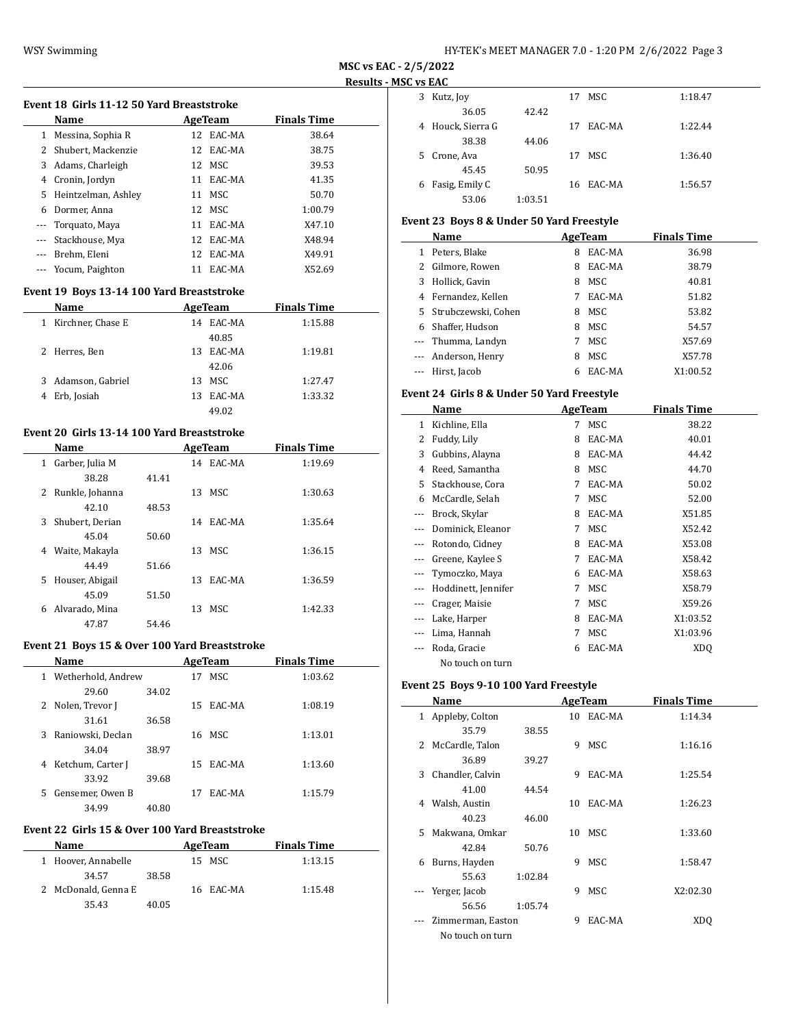## MSC vs EAC - 2/5/2022

### Results - MSC vs EAC

#### Event 18 Girls 11-12 50 Yard Breaststroke

| | Name | Age | Team | Finals Time |
|---|---|---|---|---|
| 1 | Messina, Sophia R | 12 | EAC-MA | 38.64 |
| 2 | Shubert, Mackenzie | 12 | EAC-MA | 38.75 |
| 3 | Adams, Charleigh | 12 | MSC | 39.53 |
| 4 | Cronin, Jordyn | 11 | EAC-MA | 41.35 |
| 5 | Heintzelman, Ashley | 11 | MSC | 50.70 |
| 6 | Dormer, Anna | 12 | MSC | 1:00.79 |
| --- | Torquato, Maya | 11 | EAC-MA | X47.10 |
| --- | Stackhouse, Mya | 12 | EAC-MA | X48.94 |
| --- | Brehm, Eleni | 12 | EAC-MA | X49.91 |
| --- | Yocum, Paighton | 11 | EAC-MA | X52.69 |

#### Event 19 Boys 13-14 100 Yard Breaststroke

| | Name | Age | Team | Finals Time |
|---|---|---|---|---|
| 1 | Kirchner, Chase E | 14 | EAC-MA | 1:15.88 |
| | | 40.85 | | |
| 2 | Herres, Ben | 13 | EAC-MA | 1:19.81 |
| | | 42.06 | | |
| 3 | Adamson, Gabriel | 13 | MSC | 1:27.47 |
| 4 | Erb, Josiah | 13 | EAC-MA | 1:33.32 |
| | | 49.02 | | |

#### Event 20 Girls 13-14 100 Yard Breaststroke

| | Name | | Age | Team | Finals Time |
|---|---|---|---|---|---|
| 1 | Garber, Julia M | | 14 | EAC-MA | 1:19.69 |
| | 38.28 | 41.41 | | | |
| 2 | Runkle, Johanna | | 13 | MSC | 1:30.63 |
| | 42.10 | 48.53 | | | |
| 3 | Shubert, Derian | | 14 | EAC-MA | 1:35.64 |
| | 45.04 | 50.60 | | | |
| 4 | Waite, Makayla | | 13 | MSC | 1:36.15 |
| | 44.49 | 51.66 | | | |
| 5 | Houser, Abigail | | 13 | EAC-MA | 1:36.59 |
| | 45.09 | 51.50 | | | |
| 6 | Alvarado, Mina | | 13 | MSC | 1:42.33 |
| | 47.87 | 54.46 | | | |

#### Event 21 Boys 15 & Over 100 Yard Breaststroke

| | Name | | Age | Team | Finals Time |
|---|---|---|---|---|---|
| 1 | Wetherhold, Andrew | | 17 | MSC | 1:03.62 |
| | 29.60 | 34.02 | | | |
| 2 | Nolen, Trevor J | | 15 | EAC-MA | 1:08.19 |
| | 31.61 | 36.58 | | | |
| 3 | Raniowski, Declan | | 16 | MSC | 1:13.01 |
| | 34.04 | 38.97 | | | |
| 4 | Ketchum, Carter J | | 15 | EAC-MA | 1:13.60 |
| | 33.92 | 39.68 | | | |
| 5 | Gensemer, Owen B | | 17 | EAC-MA | 1:15.79 |
| | 34.99 | 40.80 | | | |

#### Event 22 Girls 15 & Over 100 Yard Breaststroke

| | Name | | Age | Team | Finals Time |
|---|---|---|---|---|---|
| 1 | Hoover, Annabelle | | 15 | MSC | 1:13.15 |
| | 34.57 | 38.58 | | | |
| 2 | McDonald, Genna E | | 16 | EAC-MA | 1:15.48 |
| | 35.43 | 40.05 | | | |
| 3 | Kutz, Joy | | 17 | MSC | 1:18.47 |
| | 36.05 | 42.42 | | | |
| 4 | Houck, Sierra G | | 17 | EAC-MA | 1:22.44 |
| | 38.38 | 44.06 | | | |
| 5 | Crone, Ava | | 17 | MSC | 1:36.40 |
| | 45.45 | 50.95 | | | |
| 6 | Fasig, Emily C | | 16 | EAC-MA | 1:56.57 |
| | 53.06 | 1:03.51 | | | |

#### Event 23 Boys 8 & Under 50 Yard Freestyle

| | Name | Age | Team | Finals Time |
|---|---|---|---|---|
| 1 | Peters, Blake | 8 | EAC-MA | 36.98 |
| 2 | Gilmore, Rowen | 8 | EAC-MA | 38.79 |
| 3 | Hollick, Gavin | 8 | MSC | 40.81 |
| 4 | Fernandez, Kellen | 7 | EAC-MA | 51.82 |
| 5 | Strubczewski, Cohen | 8 | MSC | 53.82 |
| 6 | Shaffer, Hudson | 8 | MSC | 54.57 |
| --- | Thumma, Landyn | 7 | MSC | X57.69 |
| --- | Anderson, Henry | 8 | MSC | X57.78 |
| --- | Hirst, Jacob | 6 | EAC-MA | X1:00.52 |

#### Event 24 Girls 8 & Under 50 Yard Freestyle

| | Name | Age | Team | Finals Time |
|---|---|---|---|---|
| 1 | Kichline, Ella | 7 | MSC | 38.22 |
| 2 | Fuddy, Lily | 8 | EAC-MA | 40.01 |
| 3 | Gubbins, Alayna | 8 | EAC-MA | 44.42 |
| 4 | Reed, Samantha | 8 | MSC | 44.70 |
| 5 | Stackhouse, Cora | 7 | EAC-MA | 50.02 |
| 6 | McCardle, Selah | 7 | MSC | 52.00 |
| --- | Brock, Skylar | 8 | EAC-MA | X51.85 |
| --- | Dominick, Eleanor | 7 | MSC | X52.42 |
| --- | Rotondo, Cidney | 8 | EAC-MA | X53.08 |
| --- | Greene, Kaylee S | 7 | EAC-MA | X58.42 |
| --- | Tymoczko, Maya | 6 | EAC-MA | X58.63 |
| --- | Hoddinett, Jennifer | 7 | MSC | X58.79 |
| --- | Crager, Maisie | 7 | MSC | X59.26 |
| --- | Lake, Harper | 8 | EAC-MA | X1:03.52 |
| --- | Lima, Hannah | 7 | MSC | X1:03.96 |
| --- | Roda, Gracie | 6 | EAC-MA | XDQ |
| | No touch on turn | | | |

#### Event 25 Boys 9-10 100 Yard Freestyle

| | Name | | Age | Team | Finals Time |
|---|---|---|---|---|---|
| 1 | Appleby, Colton | | 10 | EAC-MA | 1:14.34 |
| | 35.79 | 38.55 | | | |
| 2 | McCardle, Talon | | 9 | MSC | 1:16.16 |
| | 36.89 | 39.27 | | | |
| 3 | Chandler, Calvin | | 9 | EAC-MA | 1:25.54 |
| | 41.00 | 44.54 | | | |
| 4 | Walsh, Austin | | 10 | EAC-MA | 1:26.23 |
| | 40.23 | 46.00 | | | |
| 5 | Makwana, Omkar | | 10 | MSC | 1:33.60 |
| | 42.84 | 50.76 | | | |
| 6 | Burns, Hayden | | 9 | MSC | 1:58.47 |
| | 55.63 | 1:02.84 | | | |
| --- | Yerger, Jacob | | 9 | MSC | X2:02.30 |
| | 56.56 | 1:05.74 | | | |
| --- | Zimmerman, Easton | | 9 | EAC-MA | XDQ |
| | No touch on turn | | | | |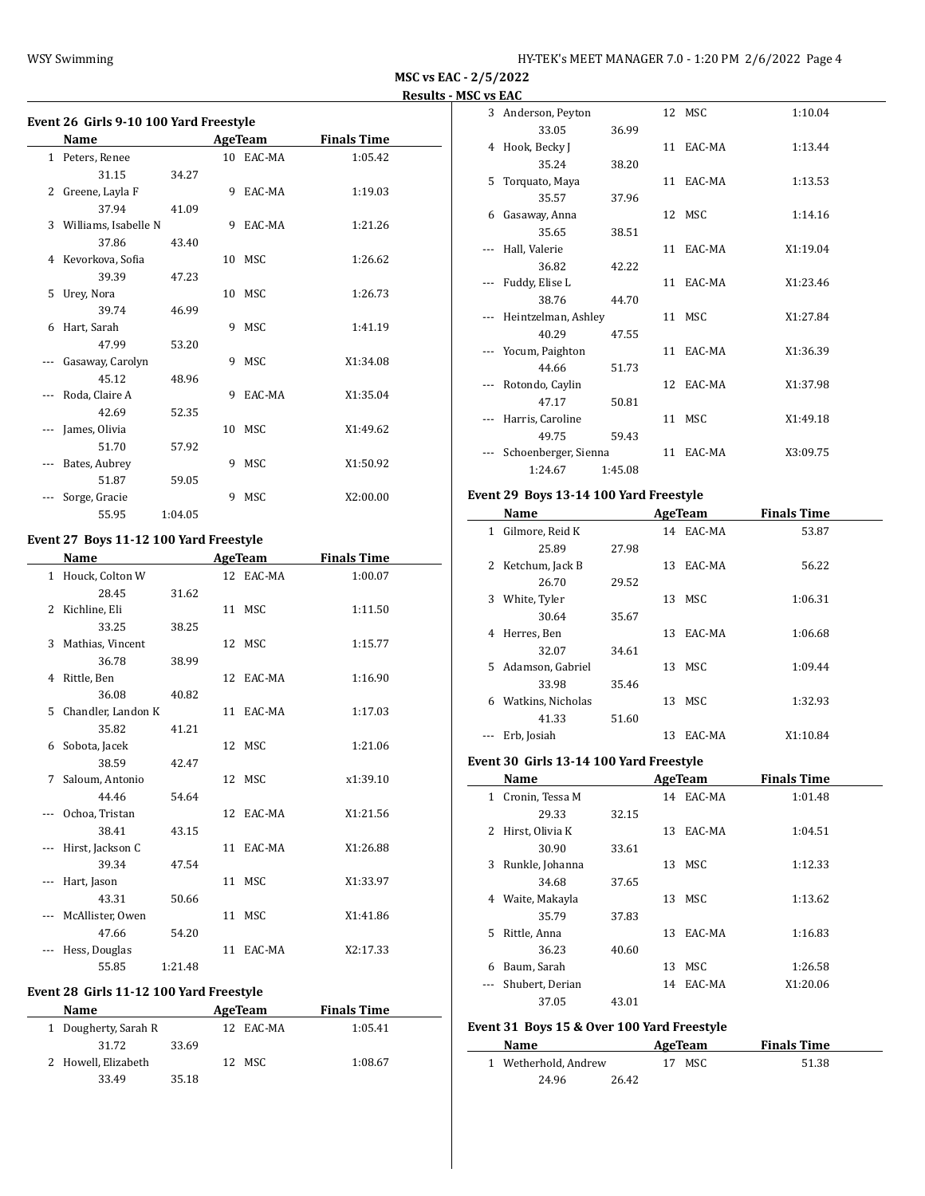## MSC vs EAC - 2/5/2022

### Results - MSC vs EAC

#### Event 26 Girls 9-10 100 Yard Freestyle

| | Name | Age | Team | Finals Time |
|---|---|---|---|---|
| 1 | Peters, Renee | 10 | EAC-MA | 1:05.42 |
| | 31.15 34.27 | | | |
| 2 | Greene, Layla F | 9 | EAC-MA | 1:19.03 |
| | 37.94 41.09 | | | |
| 3 | Williams, Isabelle N | 9 | EAC-MA | 1:21.26 |
| | 37.86 43.40 | | | |
| 4 | Kevorkova, Sofia | 10 | MSC | 1:26.62 |
| | 39.39 47.23 | | | |
| 5 | Urey, Nora | 10 | MSC | 1:26.73 |
| | 39.74 46.99 | | | |
| 6 | Hart, Sarah | 9 | MSC | 1:41.19 |
| | 47.99 53.20 | | | |
| --- | Gasaway, Carolyn | 9 | MSC | X1:34.08 |
| | 45.12 48.96 | | | |
| --- | Roda, Claire A | 9 | EAC-MA | X1:35.04 |
| | 42.69 52.35 | | | |
| --- | James, Olivia | 10 | MSC | X1:49.62 |
| | 51.70 57.92 | | | |
| --- | Bates, Aubrey | 9 | MSC | X1:50.92 |
| | 51.87 59.05 | | | |
| --- | Sorge, Gracie | 9 | MSC | X2:00.00 |
| | 55.95 1:04.05 | | | |

#### Event 27 Boys 11-12 100 Yard Freestyle

| | Name | Age | Team | Finals Time |
|---|---|---|---|---|
| 1 | Houck, Colton W | 12 | EAC-MA | 1:00.07 |
| | 28.45 31.62 | | | |
| 2 | Kichline, Eli | 11 | MSC | 1:11.50 |
| | 33.25 38.25 | | | |
| 3 | Mathias, Vincent | 12 | MSC | 1:15.77 |
| | 36.78 38.99 | | | |
| 4 | Rittle, Ben | 12 | EAC-MA | 1:16.90 |
| | 36.08 40.82 | | | |
| 5 | Chandler, Landon K | 11 | EAC-MA | 1:17.03 |
| | 35.82 41.21 | | | |
| 6 | Sobota, Jacek | 12 | MSC | 1:21.06 |
| | 38.59 42.47 | | | |
| 7 | Saloum, Antonio | 12 | MSC | x1:39.10 |
| | 44.46 54.64 | | | |
| --- | Ochoa, Tristan | 12 | EAC-MA | X1:21.56 |
| | 38.41 43.15 | | | |
| --- | Hirst, Jackson C | 11 | EAC-MA | X1:26.88 |
| | 39.34 47.54 | | | |
| --- | Hart, Jason | 11 | MSC | X1:33.97 |
| | 43.31 50.66 | | | |
| --- | McAllister, Owen | 11 | MSC | X1:41.86 |
| | 47.66 54.20 | | | |
| --- | Hess, Douglas | 11 | EAC-MA | X2:17.33 |
| | 55.85 1:21.48 | | | |

#### Event 28 Girls 11-12 100 Yard Freestyle

| | Name | Age | Team | Finals Time |
|---|---|---|---|---|
| 1 | Dougherty, Sarah R | 12 | EAC-MA | 1:05.41 |
| | 31.72 33.69 | | | |
| 2 | Howell, Elizabeth | 12 | MSC | 1:08.67 |
| | 33.49 35.18 | | | |
| 3 | Anderson, Peyton | 12 | MSC | 1:10.04 |
| | 33.05 36.99 | | | |
| 4 | Hook, Becky J | 11 | EAC-MA | 1:13.44 |
| | 35.24 38.20 | | | |
| 5 | Torquato, Maya | 11 | EAC-MA | 1:13.53 |
| | 35.57 37.96 | | | |
| 6 | Gasaway, Anna | 12 | MSC | 1:14.16 |
| | 35.65 38.51 | | | |
| --- | Hall, Valerie | 11 | EAC-MA | X1:19.04 |
| | 36.82 42.22 | | | |
| --- | Fuddy, Elise L | 11 | EAC-MA | X1:23.46 |
| | 38.76 44.70 | | | |
| --- | Heintzelman, Ashley | 11 | MSC | X1:27.84 |
| | 40.29 47.55 | | | |
| --- | Yocum, Paighton | 11 | EAC-MA | X1:36.39 |
| | 44.66 51.73 | | | |
| --- | Rotondo, Caylin | 12 | EAC-MA | X1:37.98 |
| | 47.17 50.81 | | | |
| --- | Harris, Caroline | 11 | MSC | X1:49.18 |
| | 49.75 59.43 | | | |
| --- | Schoenberger, Sienna | 11 | EAC-MA | X3:09.75 |
| | 1:24.67 1:45.08 | | | |

#### Event 29 Boys 13-14 100 Yard Freestyle

| | Name | Age | Team | Finals Time |
|---|---|---|---|---|
| 1 | Gilmore, Reid K | 14 | EAC-MA | 53.87 |
| | 25.89 27.98 | | | |
| 2 | Ketchum, Jack B | 13 | EAC-MA | 56.22 |
| | 26.70 29.52 | | | |
| 3 | White, Tyler | 13 | MSC | 1:06.31 |
| | 30.64 35.67 | | | |
| 4 | Herres, Ben | 13 | EAC-MA | 1:06.68 |
| | 32.07 34.61 | | | |
| 5 | Adamson, Gabriel | 13 | MSC | 1:09.44 |
| | 33.98 35.46 | | | |
| 6 | Watkins, Nicholas | 13 | MSC | 1:32.93 |
| | 41.33 51.60 | | | |
| --- | Erb, Josiah | 13 | EAC-MA | X1:10.84 |

#### Event 30 Girls 13-14 100 Yard Freestyle

| | Name | Age | Team | Finals Time |
|---|---|---|---|---|
| 1 | Cronin, Tessa M | 14 | EAC-MA | 1:01.48 |
| | 29.33 32.15 | | | |
| 2 | Hirst, Olivia K | 13 | EAC-MA | 1:04.51 |
| | 30.90 33.61 | | | |
| 3 | Runkle, Johanna | 13 | MSC | 1:12.33 |
| | 34.68 37.65 | | | |
| 4 | Waite, Makayla | 13 | MSC | 1:13.62 |
| | 35.79 37.83 | | | |
| 5 | Rittle, Anna | 13 | EAC-MA | 1:16.83 |
| | 36.23 40.60 | | | |
| 6 | Baum, Sarah | 13 | MSC | 1:26.58 |
| --- | Shubert, Derian | 14 | EAC-MA | X1:20.06 |
| | 37.05 43.01 | | | |

#### Event 31 Boys 15 & Over 100 Yard Freestyle

| | Name | Age | Team | Finals Time |
|---|---|---|---|---|
| 1 | Wetherhold, Andrew | 17 | MSC | 51.38 |
| | 24.96 26.42 | | | |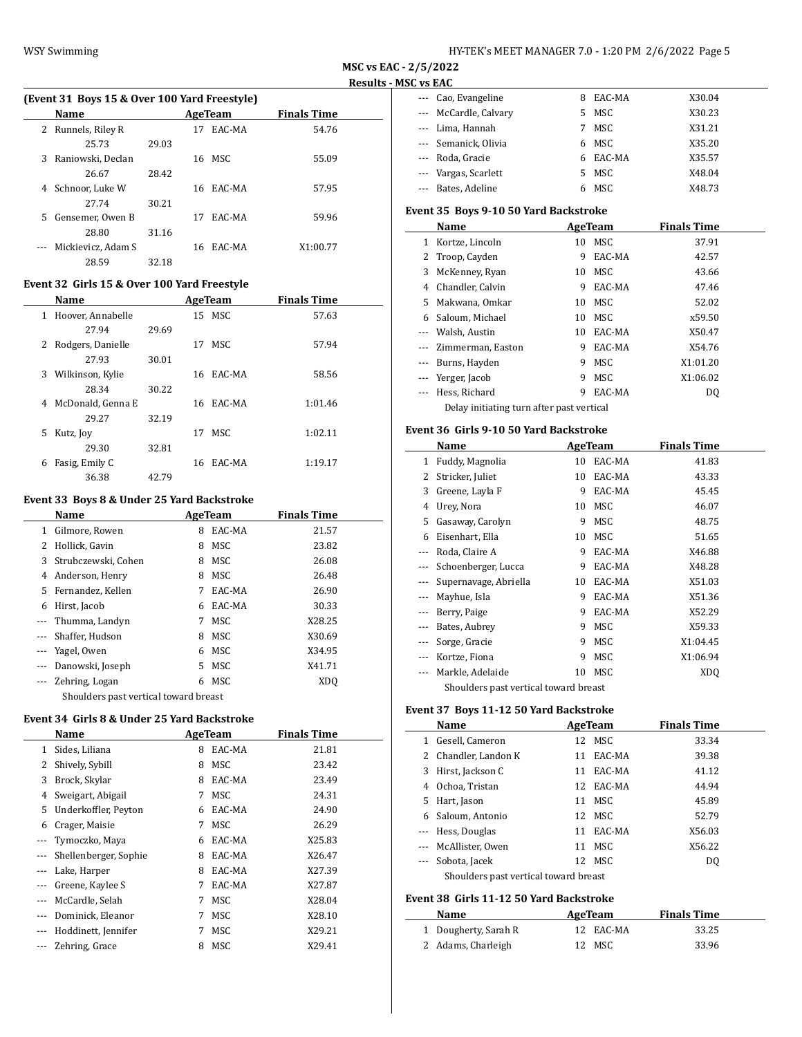**MSC vs EAC - 2/5/2022**

**Results - MSC vs EAC**

### (Event 31 Boys 15 & Over 100 Yard Freestyle)

| | Name | | Age | Team | Finals Time |
|---|---|---|---|---|---|
| 2 | Runnels, Riley R | | 17 | EAC-MA | 54.76 |
| | 25.73 | 29.03 | | | |
| 3 | Raniowski, Declan | | 16 | MSC | 55.09 |
| | 26.67 | 28.42 | | | |
| 4 | Schnoor, Luke W | | 16 | EAC-MA | 57.95 |
| | 27.74 | 30.21 | | | |
| 5 | Gensemer, Owen B | | 17 | EAC-MA | 59.96 |
| | 28.80 | 31.16 | | | |
| --- | Mickievicz, Adam S | | 16 | EAC-MA | X1:00.77 |
| | 28.59 | 32.18 | | | |

### Event 32 Girls 15 & Over 100 Yard Freestyle

| | Name | | Age | Team | Finals Time |
|---|---|---|---|---|---|
| 1 | Hoover, Annabelle | | 15 | MSC | 57.63 |
| | 27.94 | 29.69 | | | |
| 2 | Rodgers, Danielle | | 17 | MSC | 57.94 |
| | 27.93 | 30.01 | | | |
| 3 | Wilkinson, Kylie | | 16 | EAC-MA | 58.56 |
| | 28.34 | 30.22 | | | |
| 4 | McDonald, Genna E | | 16 | EAC-MA | 1:01.46 |
| | 29.27 | 32.19 | | | |
| 5 | Kutz, Joy | | 17 | MSC | 1:02.11 |
| | 29.30 | 32.81 | | | |
| 6 | Fasig, Emily C | | 16 | EAC-MA | 1:19.17 |
| | 36.38 | 42.79 | | | |

### Event 33 Boys 8 & Under 25 Yard Backstroke

| | Name | Age | Team | Finals Time |
|---|---|---|---|---|
| 1 | Gilmore, Rowen | 8 | EAC-MA | 21.57 |
| 2 | Hollick, Gavin | 8 | MSC | 23.82 |
| 3 | Strubczewski, Cohen | 8 | MSC | 26.08 |
| 4 | Anderson, Henry | 8 | MSC | 26.48 |
| 5 | Fernandez, Kellen | 7 | EAC-MA | 26.90 |
| 6 | Hirst, Jacob | 6 | EAC-MA | 30.33 |
| --- | Thumma, Landyn | 7 | MSC | X28.25 |
| --- | Shaffer, Hudson | 8 | MSC | X30.69 |
| --- | Yagel, Owen | 6 | MSC | X34.95 |
| --- | Danowski, Joseph | 5 | MSC | X41.71 |
| --- | Zehring, Logan | 6 | MSC | XDQ |
| | Shoulders past vertical toward breast | | | |

### Event 34 Girls 8 & Under 25 Yard Backstroke

| | Name | Age | Team | Finals Time |
|---|---|---|---|---|
| 1 | Sides, Liliana | 8 | EAC-MA | 21.81 |
| 2 | Shively, Sybill | 8 | MSC | 23.42 |
| 3 | Brock, Skylar | 8 | EAC-MA | 23.49 |
| 4 | Sweigart, Abigail | 7 | MSC | 24.31 |
| 5 | Underkoffler, Peyton | 6 | EAC-MA | 24.90 |
| 6 | Crager, Maisie | 7 | MSC | 26.29 |
| --- | Tymoczko, Maya | 6 | EAC-MA | X25.83 |
| --- | Shellenberger, Sophie | 8 | EAC-MA | X26.47 |
| --- | Lake, Harper | 8 | EAC-MA | X27.39 |
| --- | Greene, Kaylee S | 7 | EAC-MA | X27.87 |
| --- | McCardle, Selah | 7 | MSC | X28.04 |
| --- | Dominick, Eleanor | 7 | MSC | X28.10 |
| --- | Hoddinett, Jennifer | 7 | MSC | X29.21 |
| --- | Zehring, Grace | 8 | MSC | X29.41 |
| --- | Cao, Evangeline | 8 | EAC-MA | X30.04 |
| --- | McCardle, Calvary | 5 | MSC | X30.23 |
| --- | Lima, Hannah | 7 | MSC | X31.21 |
| --- | Semanick, Olivia | 6 | MSC | X35.20 |
| --- | Roda, Gracie | 6 | EAC-MA | X35.57 |
| --- | Vargas, Scarlett | 5 | MSC | X48.04 |
| --- | Bates, Adeline | 6 | MSC | X48.73 |

### Event 35 Boys 9-10 50 Yard Backstroke

| | Name | Age | Team | Finals Time |
|---|---|---|---|---|
| 1 | Kortze, Lincoln | 10 | MSC | 37.91 |
| 2 | Troop, Cayden | 9 | EAC-MA | 42.57 |
| 3 | McKenney, Ryan | 10 | MSC | 43.66 |
| 4 | Chandler, Calvin | 9 | EAC-MA | 47.46 |
| 5 | Makwana, Omkar | 10 | MSC | 52.02 |
| 6 | Saloum, Michael | 10 | MSC | x59.50 |
| --- | Walsh, Austin | 10 | EAC-MA | X50.47 |
| --- | Zimmerman, Easton | 9 | EAC-MA | X54.76 |
| --- | Burns, Hayden | 9 | MSC | X1:01.20 |
| --- | Yerger, Jacob | 9 | MSC | X1:06.02 |
| --- | Hess, Richard | 9 | EAC-MA | DQ |
| | Delay initiating turn after past vertical | | | |

### Event 36 Girls 9-10 50 Yard Backstroke

| | Name | Age | Team | Finals Time |
|---|---|---|---|---|
| 1 | Fuddy, Magnolia | 10 | EAC-MA | 41.83 |
| 2 | Stricker, Juliet | 10 | EAC-MA | 43.33 |
| 3 | Greene, Layla F | 9 | EAC-MA | 45.45 |
| 4 | Urey, Nora | 10 | MSC | 46.07 |
| 5 | Gasaway, Carolyn | 9 | MSC | 48.75 |
| 6 | Eisenhart, Ella | 10 | MSC | 51.65 |
| --- | Roda, Claire A | 9 | EAC-MA | X46.88 |
| --- | Schoenberger, Lucca | 9 | EAC-MA | X48.28 |
| --- | Supernavage, Abriella | 10 | EAC-MA | X51.03 |
| --- | Mayhue, Isla | 9 | EAC-MA | X51.36 |
| --- | Berry, Paige | 9 | EAC-MA | X52.29 |
| --- | Bates, Aubrey | 9 | MSC | X59.33 |
| --- | Sorge, Gracie | 9 | MSC | X1:04.45 |
| --- | Kortze, Fiona | 9 | MSC | X1:06.94 |
| --- | Markle, Adelaide | 10 | MSC | XDQ |
| | Shoulders past vertical toward breast | | | |

### Event 37 Boys 11-12 50 Yard Backstroke

| | Name | Age | Team | Finals Time |
|---|---|---|---|---|
| 1 | Gesell, Cameron | 12 | MSC | 33.34 |
| 2 | Chandler, Landon K | 11 | EAC-MA | 39.38 |
| 3 | Hirst, Jackson C | 11 | EAC-MA | 41.12 |
| 4 | Ochoa, Tristan | 12 | EAC-MA | 44.94 |
| 5 | Hart, Jason | 11 | MSC | 45.89 |
| 6 | Saloum, Antonio | 12 | MSC | 52.79 |
| --- | Hess, Douglas | 11 | EAC-MA | X56.03 |
| --- | McAllister, Owen | 11 | MSC | X56.22 |
| --- | Sobota, Jacek | 12 | MSC | DQ |
| | Shoulders past vertical toward breast | | | |

### Event 38 Girls 11-12 50 Yard Backstroke

| | Name | Age | Team | Finals Time |
|---|---|---|---|---|
| 1 | Dougherty, Sarah R | 12 | EAC-MA | 33.25 |
| 2 | Adams, Charleigh | 12 | MSC | 33.96 |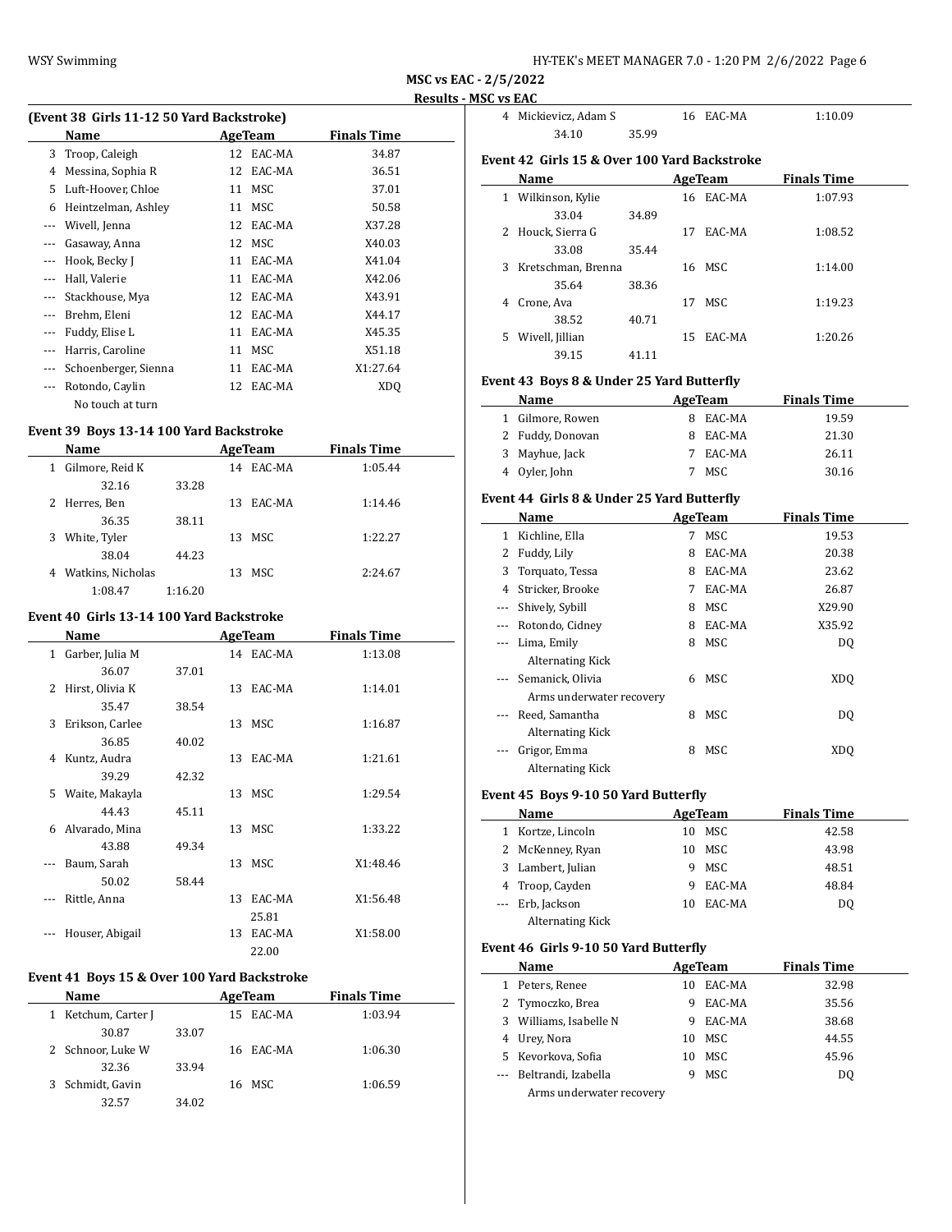## MSC vs EAC - 2/5/2022

### Results - MSC vs EAC

### (Event 38 Girls 11-12 50 Yard Backstroke)

| | Name | Age | Team | Finals Time |
|---|---|---|---|---|
| 3 | Troop, Caleigh | 12 | EAC-MA | 34.87 |
| 4 | Messina, Sophia R | 12 | EAC-MA | 36.51 |
| 5 | Luft-Hoover, Chloe | 11 | MSC | 37.01 |
| 6 | Heintzelman, Ashley | 11 | MSC | 50.58 |
| --- | Wivell, Jenna | 12 | EAC-MA | X37.28 |
| --- | Gasaway, Anna | 12 | MSC | X40.03 |
| --- | Hook, Becky J | 11 | EAC-MA | X41.04 |
| --- | Hall, Valerie | 11 | EAC-MA | X42.06 |
| --- | Stackhouse, Mya | 12 | EAC-MA | X43.91 |
| --- | Brehm, Eleni | 12 | EAC-MA | X44.17 |
| --- | Fuddy, Elise L | 11 | EAC-MA | X45.35 |
| --- | Harris, Caroline | 11 | MSC | X51.18 |
| --- | Schoenberger, Sienna | 11 | EAC-MA | X1:27.64 |
| --- | Rotondo, Caylin | 12 | EAC-MA | XDQ |
| | No touch at turn | | | |

### Event 39 Boys 13-14 100 Yard Backstroke

| | Name | Age | Team | Finals Time |
|---|---|---|---|---|
| 1 | Gilmore, Reid K | 14 | EAC-MA | 1:05.44 |
| | 32.16 33.28 | | | |
| 2 | Herres, Ben | 13 | EAC-MA | 1:14.46 |
| | 36.35 38.11 | | | |
| 3 | White, Tyler | 13 | MSC | 1:22.27 |
| | 38.04 44.23 | | | |
| 4 | Watkins, Nicholas | 13 | MSC | 2:24.67 |
| | 1:08.47 1:16.20 | | | |

### Event 40 Girls 13-14 100 Yard Backstroke

| | Name | Age | Team | Finals Time |
|---|---|---|---|---|
| 1 | Garber, Julia M | 14 | EAC-MA | 1:13.08 |
| | 36.07 37.01 | | | |
| 2 | Hirst, Olivia K | 13 | EAC-MA | 1:14.01 |
| | 35.47 38.54 | | | |
| 3 | Erikson, Carlee | 13 | MSC | 1:16.87 |
| | 36.85 40.02 | | | |
| 4 | Kuntz, Audra | 13 | EAC-MA | 1:21.61 |
| | 39.29 42.32 | | | |
| 5 | Waite, Makayla | 13 | MSC | 1:29.54 |
| | 44.43 45.11 | | | |
| 6 | Alvarado, Mina | 13 | MSC | 1:33.22 |
| | 43.88 49.34 | | | |
| --- | Baum, Sarah | 13 | MSC | X1:48.46 |
| | 50.02 58.44 | | | |
| --- | Rittle, Anna | 13 | EAC-MA | X1:56.48 |
| | | | 25.81 | |
| --- | Houser, Abigail | 13 | EAC-MA | X1:58.00 |
| | | | 22.00 | |

### Event 41 Boys 15 & Over 100 Yard Backstroke

| | Name | Age | Team | Finals Time |
|---|---|---|---|---|
| 1 | Ketchum, Carter J | 15 | EAC-MA | 1:03.94 |
| | 30.87 33.07 | | | |
| 2 | Schnoor, Luke W | 16 | EAC-MA | 1:06.30 |
| | 32.36 33.94 | | | |
| 3 | Schmidt, Gavin | 16 | MSC | 1:06.59 |
| | 32.57 34.02 | | | |
| 4 | Mickievicz, Adam S | 16 | EAC-MA | 1:10.09 |
| | 34.10 35.99 | | | |

### Event 42 Girls 15 & Over 100 Yard Backstroke

| | Name | Age | Team | Finals Time |
|---|---|---|---|---|
| 1 | Wilkinson, Kylie | 16 | EAC-MA | 1:07.93 |
| | 33.04 34.89 | | | |
| 2 | Houck, Sierra G | 17 | EAC-MA | 1:08.52 |
| | 33.08 35.44 | | | |
| 3 | Kretschman, Brenna | 16 | MSC | 1:14.00 |
| | 35.64 38.36 | | | |
| 4 | Crone, Ava | 17 | MSC | 1:19.23 |
| | 38.52 40.71 | | | |
| 5 | Wivell, Jillian | 15 | EAC-MA | 1:20.26 |
| | 39.15 41.11 | | | |

### Event 43 Boys 8 & Under 25 Yard Butterfly

| | Name | Age | Team | Finals Time |
|---|---|---|---|---|
| 1 | Gilmore, Rowen | 8 | EAC-MA | 19.59 |
| 2 | Fuddy, Donovan | 8 | EAC-MA | 21.30 |
| 3 | Mayhue, Jack | 7 | EAC-MA | 26.11 |
| 4 | Oyler, John | 7 | MSC | 30.16 |

### Event 44 Girls 8 & Under 25 Yard Butterfly

| | Name | Age | Team | Finals Time |
|---|---|---|---|---|
| 1 | Kichline, Ella | 7 | MSC | 19.53 |
| 2 | Fuddy, Lily | 8 | EAC-MA | 20.38 |
| 3 | Torquato, Tessa | 8 | EAC-MA | 23.62 |
| 4 | Stricker, Brooke | 7 | EAC-MA | 26.87 |
| --- | Shively, Sybill | 8 | MSC | X29.90 |
| --- | Rotondo, Cidney | 8 | EAC-MA | X35.92 |
| --- | Lima, Emily | 8 | MSC | DQ |
| | Alternating Kick | | | |
| --- | Semanick, Olivia | 6 | MSC | XDQ |
| | Arms underwater recovery | | | |
| --- | Reed, Samantha | 8 | MSC | DQ |
| | Alternating Kick | | | |
| --- | Grigor, Emma | 8 | MSC | XDQ |
| | Alternating Kick | | | |

### Event 45 Boys 9-10 50 Yard Butterfly

| | Name | Age | Team | Finals Time |
|---|---|---|---|---|
| 1 | Kortze, Lincoln | 10 | MSC | 42.58 |
| 2 | McKenney, Ryan | 10 | MSC | 43.98 |
| 3 | Lambert, Julian | 9 | MSC | 48.51 |
| 4 | Troop, Cayden | 9 | EAC-MA | 48.84 |
| --- | Erb, Jackson | 10 | EAC-MA | DQ |
| | Alternating Kick | | | |

### Event 46 Girls 9-10 50 Yard Butterfly

| | Name | Age | Team | Finals Time |
|---|---|---|---|---|
| 1 | Peters, Renee | 10 | EAC-MA | 32.98 |
| 2 | Tymoczko, Brea | 9 | EAC-MA | 35.56 |
| 3 | Williams, Isabelle N | 9 | EAC-MA | 38.68 |
| 4 | Urey, Nora | 10 | MSC | 44.55 |
| 5 | Kevorkova, Sofia | 10 | MSC | 45.96 |
| --- | Beltrandi, Izabella | 9 | MSC | DQ |
| | Arms underwater recovery | | | |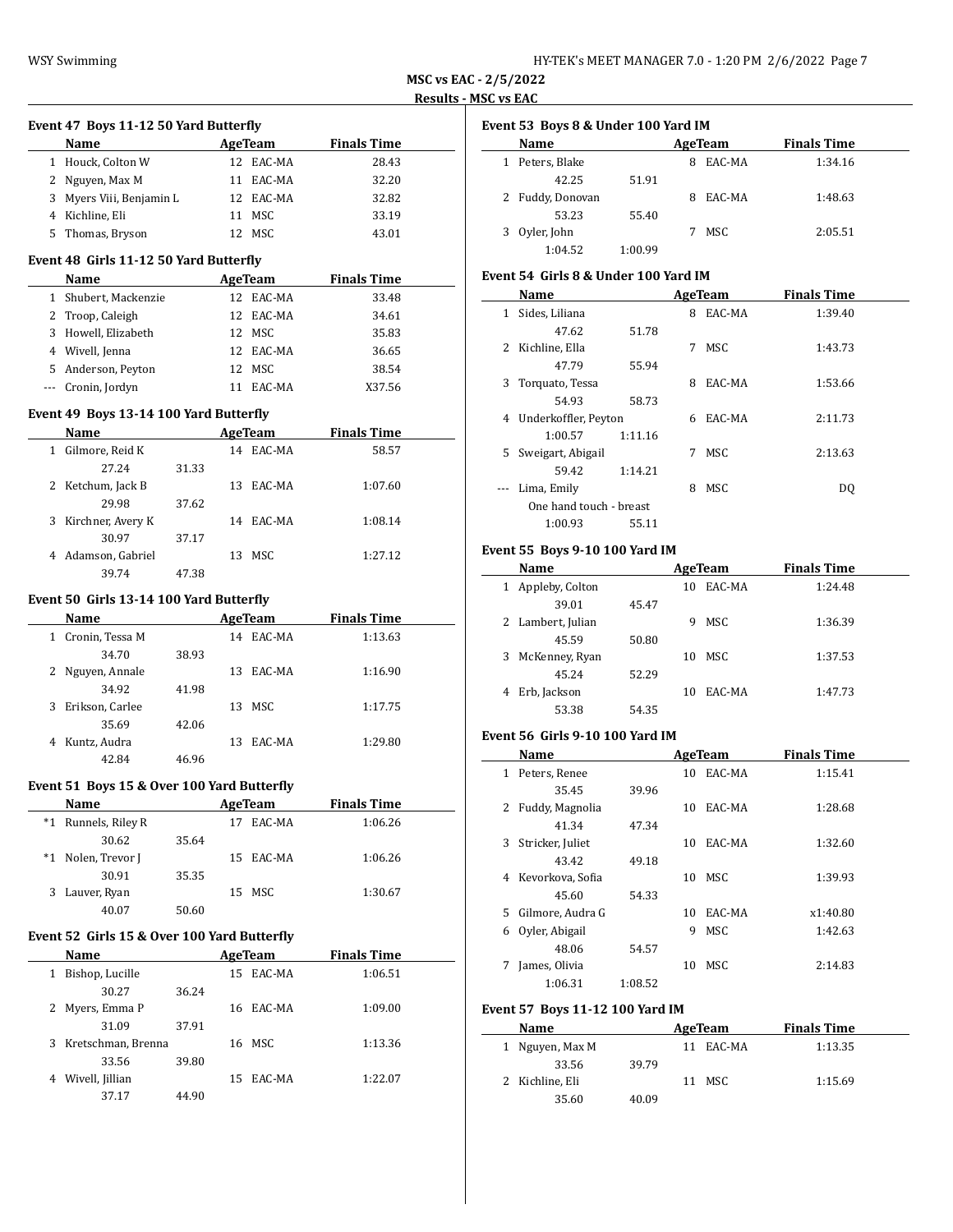**MSC vs EAC - 2/5/2022**

**Results - MSC vs EAC**

### Event 47 Boys 11-12 50 Yard Butterfly

| | Name | Age | Team | Finals Time |
|---|---|---|---|---|
| 1 | Houck, Colton W | 12 | EAC-MA | 28.43 |
| 2 | Nguyen, Max M | 11 | EAC-MA | 32.20 |
| 3 | Myers Viii, Benjamin L | 12 | EAC-MA | 32.82 |
| 4 | Kichline, Eli | 11 | MSC | 33.19 |
| 5 | Thomas, Bryson | 12 | MSC | 43.01 |

### Event 48 Girls 11-12 50 Yard Butterfly

| | Name | Age | Team | Finals Time |
|---|---|---|---|---|
| 1 | Shubert, Mackenzie | 12 | EAC-MA | 33.48 |
| 2 | Troop, Caleigh | 12 | EAC-MA | 34.61 |
| 3 | Howell, Elizabeth | 12 | MSC | 35.83 |
| 4 | Wivell, Jenna | 12 | EAC-MA | 36.65 |
| 5 | Anderson, Peyton | 12 | MSC | 38.54 |
| --- | Cronin, Jordyn | 11 | EAC-MA | X37.56 |

### Event 49 Boys 13-14 100 Yard Butterfly

| | Name | Age | Team | Finals Time |
|---|---|---|---|---|
| 1 | Gilmore, Reid K | 14 | EAC-MA | 58.57 |
| | 27.24 31.33 | | | |
| 2 | Ketchum, Jack B | 13 | EAC-MA | 1:07.60 |
| | 29.98 37.62 | | | |
| 3 | Kirchner, Avery K | 14 | EAC-MA | 1:08.14 |
| | 30.97 37.17 | | | |
| 4 | Adamson, Gabriel | 13 | MSC | 1:27.12 |
| | 39.74 47.38 | | | |

### Event 50 Girls 13-14 100 Yard Butterfly

| | Name | Age | Team | Finals Time |
|---|---|---|---|---|
| 1 | Cronin, Tessa M | 14 | EAC-MA | 1:13.63 |
| | 34.70 38.93 | | | |
| 2 | Nguyen, Annale | 13 | EAC-MA | 1:16.90 |
| | 34.92 41.98 | | | |
| 3 | Erikson, Carlee | 13 | MSC | 1:17.75 |
| | 35.69 42.06 | | | |
| 4 | Kuntz, Audra | 13 | EAC-MA | 1:29.80 |
| | 42.84 46.96 | | | |

### Event 51 Boys 15 & Over 100 Yard Butterfly

| | Name | Age | Team | Finals Time |
|---|---|---|---|---|
| *1 | Runnels, Riley R | 17 | EAC-MA | 1:06.26 |
| | 30.62 35.64 | | | |
| *1 | Nolen, Trevor J | 15 | EAC-MA | 1:06.26 |
| | 30.91 35.35 | | | |
| 3 | Lauver, Ryan | 15 | MSC | 1:30.67 |
| | 40.07 50.60 | | | |

### Event 52 Girls 15 & Over 100 Yard Butterfly

| | Name | Age | Team | Finals Time |
|---|---|---|---|---|
| 1 | Bishop, Lucille | 15 | EAC-MA | 1:06.51 |
| | 30.27 36.24 | | | |
| 2 | Myers, Emma P | 16 | EAC-MA | 1:09.00 |
| | 31.09 37.91 | | | |
| 3 | Kretschman, Brenna | 16 | MSC | 1:13.36 |
| | 33.56 39.80 | | | |
| 4 | Wivell, Jillian | 15 | EAC-MA | 1:22.07 |
| | 37.17 44.90 | | | |

### Event 53 Boys 8 & Under 100 Yard IM

| | Name | Age | Team | Finals Time |
|---|---|---|---|---|
| 1 | Peters, Blake | 8 | EAC-MA | 1:34.16 |
| | 42.25 51.91 | | | |
| 2 | Fuddy, Donovan | 8 | EAC-MA | 1:48.63 |
| | 53.23 55.40 | | | |
| 3 | Oyler, John | 7 | MSC | 2:05.51 |
| | 1:04.52 1:00.99 | | | |

### Event 54 Girls 8 & Under 100 Yard IM

| | Name | Age | Team | Finals Time |
|---|---|---|---|---|
| 1 | Sides, Liliana | 8 | EAC-MA | 1:39.40 |
| | 47.62 51.78 | | | |
| 2 | Kichline, Ella | 7 | MSC | 1:43.73 |
| | 47.79 55.94 | | | |
| 3 | Torquato, Tessa | 8 | EAC-MA | 1:53.66 |
| | 54.93 58.73 | | | |
| 4 | Underkoffler, Peyton | 6 | EAC-MA | 2:11.73 |
| | 1:00.57 1:11.16 | | | |
| 5 | Sweigart, Abigail | 7 | MSC | 2:13.63 |
| | 59.42 1:14.21 | | | |
| --- | Lima, Emily | 8 | MSC | DQ |
| | One hand touch - breast | | | |
| | 1:00.93 55.11 | | | |

### Event 55 Boys 9-10 100 Yard IM

| | Name | Age | Team | Finals Time |
|---|---|---|---|---|
| 1 | Appleby, Colton | 10 | EAC-MA | 1:24.48 |
| | 39.01 45.47 | | | |
| 2 | Lambert, Julian | 9 | MSC | 1:36.39 |
| | 45.59 50.80 | | | |
| 3 | McKenney, Ryan | 10 | MSC | 1:37.53 |
| | 45.24 52.29 | | | |
| 4 | Erb, Jackson | 10 | EAC-MA | 1:47.73 |
| | 53.38 54.35 | | | |

### Event 56 Girls 9-10 100 Yard IM

| | Name | Age | Team | Finals Time |
|---|---|---|---|---|
| 1 | Peters, Renee | 10 | EAC-MA | 1:15.41 |
| | 35.45 39.96 | | | |
| 2 | Fuddy, Magnolia | 10 | EAC-MA | 1:28.68 |
| | 41.34 47.34 | | | |
| 3 | Stricker, Juliet | 10 | EAC-MA | 1:32.60 |
| | 43.42 49.18 | | | |
| 4 | Kevorkova, Sofia | 10 | MSC | 1:39.93 |
| | 45.60 54.33 | | | |
| 5 | Gilmore, Audra G | 10 | EAC-MA | x1:40.80 |
| 6 | Oyler, Abigail | 9 | MSC | 1:42.63 |
| | 48.06 54.57 | | | |
| 7 | James, Olivia | 10 | MSC | 2:14.83 |
| | 1:06.31 1:08.52 | | | |

### Event 57 Boys 11-12 100 Yard IM

| | Name | Age | Team | Finals Time |
|---|---|---|---|---|
| 1 | Nguyen, Max M | 11 | EAC-MA | 1:13.35 |
| | 33.56 39.79 | | | |
| 2 | Kichline, Eli | 11 | MSC | 1:15.69 |
| | 35.60 40.09 | | | |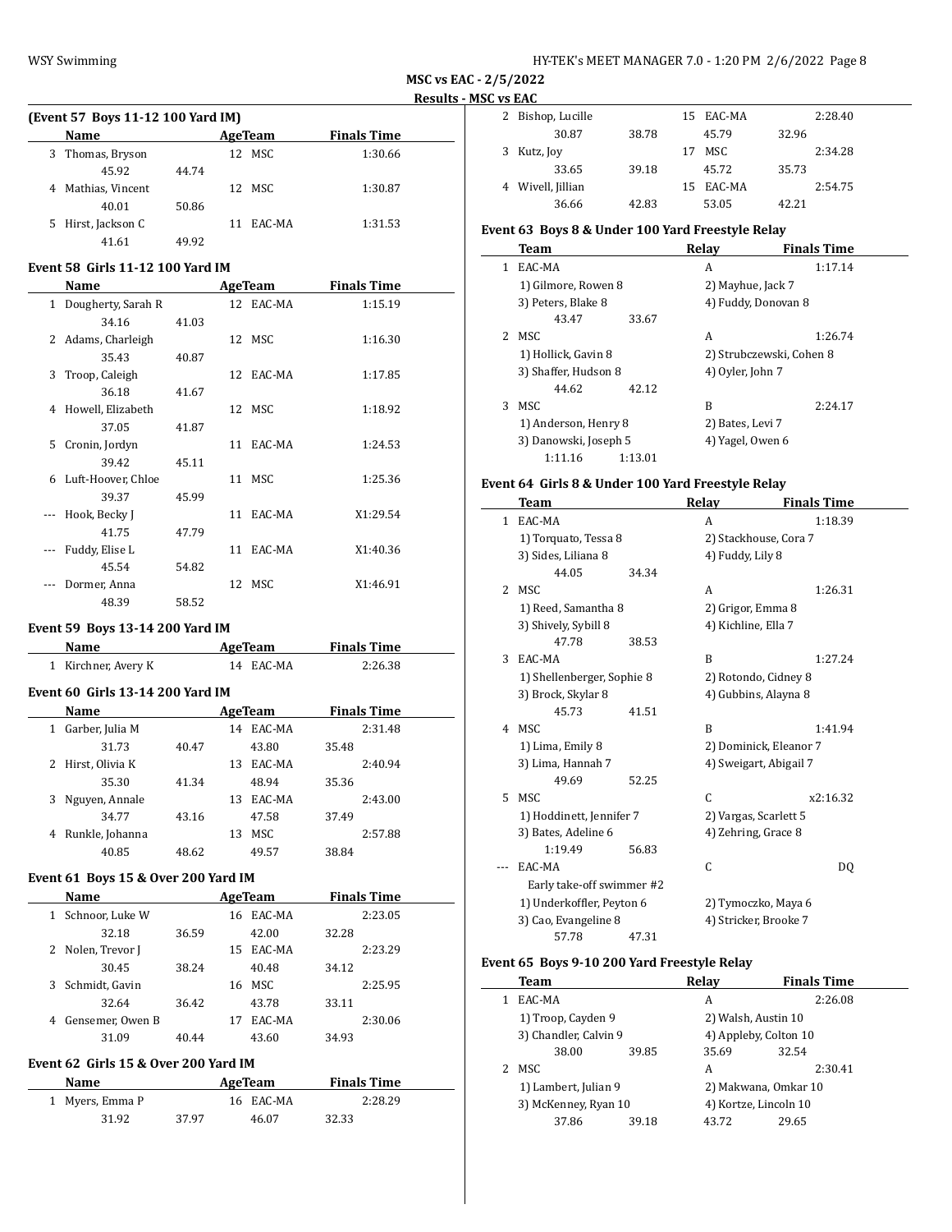MSC vs EAC - 2/5/2022

Results - MSC vs EAC

### (Event 57 Boys 11-12 100 Yard IM)

| | Name | Age | Team | Finals Time |
|---|---|---|---|---|
| 3 | Thomas, Bryson | 12 | MSC | 1:30.66 |
| | 45.92 44.74 | | | |
| 4 | Mathias, Vincent | 12 | MSC | 1:30.87 |
| | 40.01 50.86 | | | |
| 5 | Hirst, Jackson C | 11 | EAC-MA | 1:31.53 |
| | 41.61 49.92 | | | |

### Event 58 Girls 11-12 100 Yard IM

| | Name | Age | Team | Finals Time |
|---|---|---|---|---|
| 1 | Dougherty, Sarah R | 12 | EAC-MA | 1:15.19 |
| | 34.16 41.03 | | | |
| 2 | Adams, Charleigh | 12 | MSC | 1:16.30 |
| | 35.43 40.87 | | | |
| 3 | Troop, Caleigh | 12 | EAC-MA | 1:17.85 |
| | 36.18 41.67 | | | |
| 4 | Howell, Elizabeth | 12 | MSC | 1:18.92 |
| | 37.05 41.87 | | | |
| 5 | Cronin, Jordyn | 11 | EAC-MA | 1:24.53 |
| | 39.42 45.11 | | | |
| 6 | Luft-Hoover, Chloe | 11 | MSC | 1:25.36 |
| | 39.37 45.99 | | | |
| --- | Hook, Becky J | 11 | EAC-MA | X1:29.54 |
| | 41.75 47.79 | | | |
| --- | Fuddy, Elise L | 11 | EAC-MA | X1:40.36 |
| | 45.54 54.82 | | | |
| --- | Dormer, Anna | 12 | MSC | X1:46.91 |
| | 48.39 58.52 | | | |

### Event 59 Boys 13-14 200 Yard IM

| | Name | Age | Team | Finals Time |
|---|---|---|---|---|
| 1 | Kirchner, Avery K | 14 | EAC-MA | 2:26.38 |

### Event 60 Girls 13-14 200 Yard IM

| | Name | Age | Team | Finals Time |
|---|---|---|---|---|
| 1 | Garber, Julia M | 14 | EAC-MA | 2:31.48 |
| | 31.73 40.47 43.80 35.48 | | | |
| 2 | Hirst, Olivia K | 13 | EAC-MA | 2:40.94 |
| | 35.30 41.34 48.94 35.36 | | | |
| 3 | Nguyen, Annale | 13 | EAC-MA | 2:43.00 |
| | 34.77 43.16 47.58 37.49 | | | |
| 4 | Runkle, Johanna | 13 | MSC | 2:57.88 |
| | 40.85 48.62 49.57 38.84 | | | |

### Event 61 Boys 15 & Over 200 Yard IM

| | Name | Age | Team | Finals Time |
|---|---|---|---|---|
| 1 | Schnoor, Luke W | 16 | EAC-MA | 2:23.05 |
| | 32.18 36.59 42.00 32.28 | | | |
| 2 | Nolen, Trevor J | 15 | EAC-MA | 2:23.29 |
| | 30.45 38.24 40.48 34.12 | | | |
| 3 | Schmidt, Gavin | 16 | MSC | 2:25.95 |
| | 32.64 36.42 43.78 33.11 | | | |
| 4 | Gensemer, Owen B | 17 | EAC-MA | 2:30.06 |
| | 31.09 40.44 43.60 34.93 | | | |

### Event 62 Girls 15 & Over 200 Yard IM

| | Name | Age | Team | Finals Time |
|---|---|---|---|---|
| 1 | Myers, Emma P | 16 | EAC-MA | 2:28.29 |
| | 31.92 37.97 46.07 32.33 | | | |
| 2 | Bishop, Lucille | 15 | EAC-MA | 2:28.40 |
| | 30.87 38.78 45.79 32.96 | | | |
| 3 | Kutz, Joy | 17 | MSC | 2:34.28 |
| | 33.65 39.18 45.72 35.73 | | | |
| 4 | Wivell, Jillian | 15 | EAC-MA | 2:54.75 |
| | 36.66 42.83 53.05 42.21 | | | |

### Event 63 Boys 8 & Under 100 Yard Freestyle Relay

| | Team | Relay | Finals Time |
|---|---|---|---|
| 1 | EAC-MA | A | 1:17.14 |
| | 1) Gilmore, Rowen 8 | 2) Mayhue, Jack 7 | |
| | 3) Peters, Blake 8 | 4) Fuddy, Donovan 8 | |
| | 43.47 33.67 | | |
| 2 | MSC | A | 1:26.74 |
| | 1) Hollick, Gavin 8 | 2) Strubczewski, Cohen 8 | |
| | 3) Shaffer, Hudson 8 | 4) Oyler, John 7 | |
| | 44.62 42.12 | | |
| 3 | MSC | B | 2:24.17 |
| | 1) Anderson, Henry 8 | 2) Bates, Levi 7 | |
| | 3) Danowski, Joseph 5 | 4) Yagel, Owen 6 | |
| | 1:11.16 1:13.01 | | |

### Event 64 Girls 8 & Under 100 Yard Freestyle Relay

| | Team | Relay | Finals Time |
|---|---|---|---|
| 1 | EAC-MA | A | 1:18.39 |
| | 1) Torquato, Tessa 8 | 2) Stackhouse, Cora 7 | |
| | 3) Sides, Liliana 8 | 4) Fuddy, Lily 8 | |
| | 44.05 34.34 | | |
| 2 | MSC | A | 1:26.31 |
| | 1) Reed, Samantha 8 | 2) Grigor, Emma 8 | |
| | 3) Shively, Sybill 8 | 4) Kichline, Ella 7 | |
| | 47.78 38.53 | | |
| 3 | EAC-MA | B | 1:27.24 |
| | 1) Shellenberger, Sophie 8 | 2) Rotondo, Cidney 8 | |
| | 3) Brock, Skylar 8 | 4) Gubbins, Alayna 8 | |
| | 45.73 41.51 | | |
| 4 | MSC | B | 1:41.94 |
| | 1) Lima, Emily 8 | 2) Dominick, Eleanor 7 | |
| | 3) Lima, Hannah 7 | 4) Sweigart, Abigail 7 | |
| | 49.69 52.25 | | |
| 5 | MSC | C | x2:16.32 |
| | 1) Hoddinett, Jennifer 7 | 2) Vargas, Scarlett 5 | |
| | 3) Bates, Adeline 6 | 4) Zehring, Grace 8 | |
| | 1:19.49 56.83 | | |
| --- | EAC-MA | C | DQ |
| | Early take-off swimmer #2 | | |
| | 1) Underkoffler, Peyton 6 | 2) Tymoczko, Maya 6 | |
| | 3) Cao, Evangeline 8 | 4) Stricker, Brooke 7 | |
| | 57.78 47.31 | | |

### Event 65 Boys 9-10 200 Yard Freestyle Relay

| | Team | Relay | Finals Time |
|---|---|---|---|
| 1 | EAC-MA | A | 2:26.08 |
| | 1) Troop, Cayden 9 | 2) Walsh, Austin 10 | |
| | 3) Chandler, Calvin 9 | 4) Appleby, Colton 10 | |
| | 38.00 39.85 35.69 32.54 | | |
| 2 | MSC | A | 2:30.41 |
| | 1) Lambert, Julian 9 | 2) Makwana, Omkar 10 | |
| | 3) McKenney, Ryan 10 | 4) Kortze, Lincoln 10 | |
| | 37.86 39.18 43.72 29.65 | | |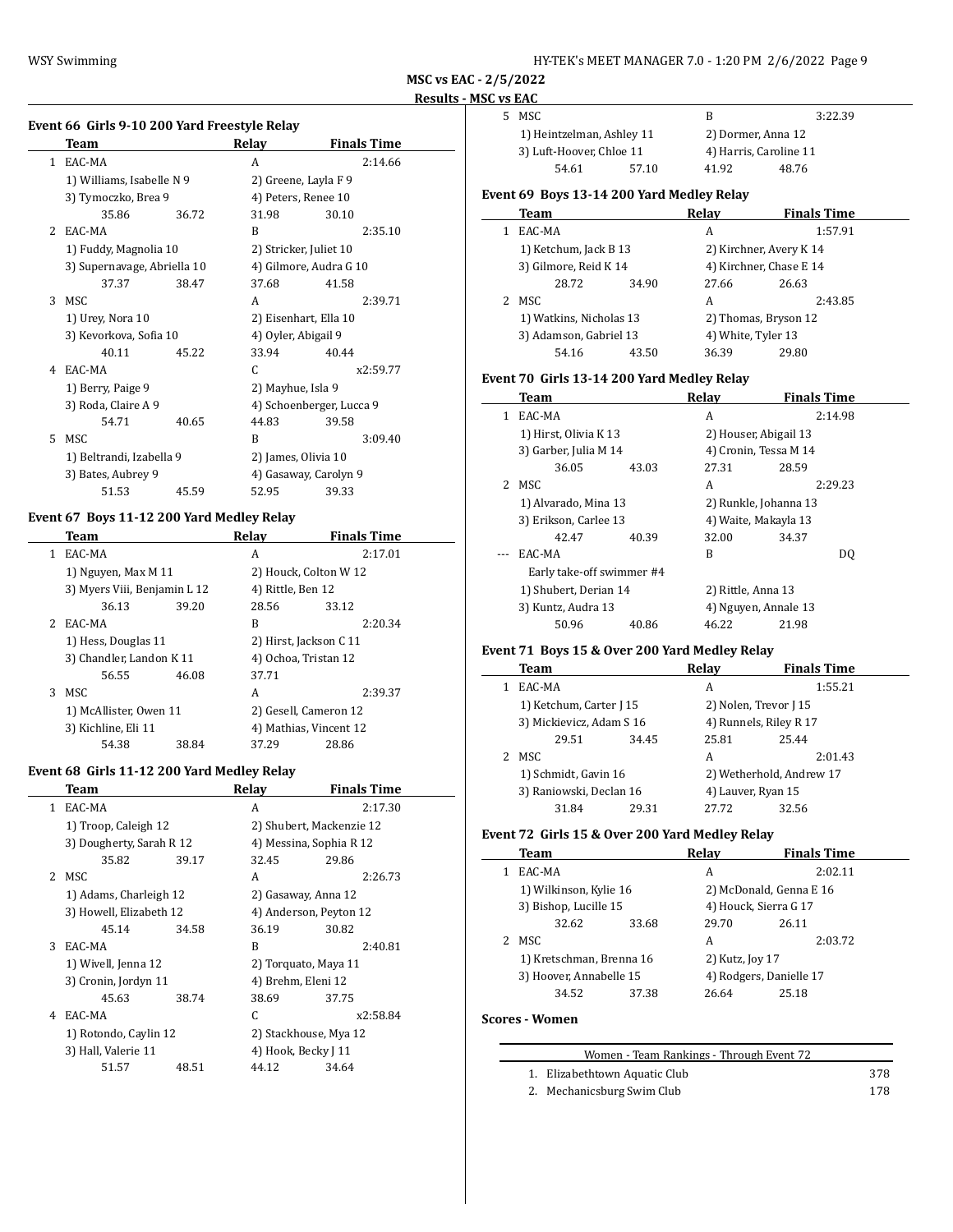## MSC vs EAC - 2/5/2022

### Results - MSC vs EAC

#### Event 66 Girls 9-10 200 Yard Freestyle Relay

| | Team | | Relay | Finals Time |
|---|---|---|---|---|
| 1 | EAC-MA | | A | 2:14.66 |
| | 1) Williams, Isabelle N 9 | | 2) Greene, Layla F 9 | |
| | 3) Tymoczko, Brea 9 | | 4) Peters, Renee 10 | |
| | 35.86 | 36.72 | 31.98 | 30.10 |
| 2 | EAC-MA | | B | 2:35.10 |
| | 1) Fuddy, Magnolia 10 | | 2) Stricker, Juliet 10 | |
| | 3) Supernavage, Abriella 10 | | 4) Gilmore, Audra G 10 | |
| | 37.37 | 38.47 | 37.68 | 41.58 |
| 3 | MSC | | A | 2:39.71 |
| | 1) Urey, Nora 10 | | 2) Eisenhart, Ella 10 | |
| | 3) Kevorkova, Sofia 10 | | 4) Oyler, Abigail 9 | |
| | 40.11 | 45.22 | 33.94 | 40.44 |
| 4 | EAC-MA | | C | x2:59.77 |
| | 1) Berry, Paige 9 | | 2) Mayhue, Isla 9 | |
| | 3) Roda, Claire A 9 | | 4) Schoenberger, Lucca 9 | |
| | 54.71 | 40.65 | 44.83 | 39.58 |
| 5 | MSC | | B | 3:09.40 |
| | 1) Beltrandi, Izabella 9 | | 2) James, Olivia 10 | |
| | 3) Bates, Aubrey 9 | | 4) Gasaway, Carolyn 9 | |
| | 51.53 | 45.59 | 52.95 | 39.33 |

#### Event 67 Boys 11-12 200 Yard Medley Relay

| | Team | | Relay | Finals Time |
|---|---|---|---|---|
| 1 | EAC-MA | | A | 2:17.01 |
| | 1) Nguyen, Max M 11 | | 2) Houck, Colton W 12 | |
| | 3) Myers Viii, Benjamin L 12 | | 4) Rittle, Ben 12 | |
| | 36.13 | 39.20 | 28.56 | 33.12 |
| 2 | EAC-MA | | B | 2:20.34 |
| | 1) Hess, Douglas 11 | | 2) Hirst, Jackson C 11 | |
| | 3) Chandler, Landon K 11 | | 4) Ochoa, Tristan 12 | |
| | 56.55 | 46.08 | 37.71 | |
| 3 | MSC | | A | 2:39.37 |
| | 1) McAllister, Owen 11 | | 2) Gesell, Cameron 12 | |
| | 3) Kichline, Eli 11 | | 4) Mathias, Vincent 12 | |
| | 54.38 | 38.84 | 37.29 | 28.86 |

#### Event 68 Girls 11-12 200 Yard Medley Relay

| | Team | | Relay | Finals Time |
|---|---|---|---|---|
| 1 | EAC-MA | | A | 2:17.30 |
| | 1) Troop, Caleigh 12 | | 2) Shubert, Mackenzie 12 | |
| | 3) Dougherty, Sarah R 12 | | 4) Messina, Sophia R 12 | |
| | 35.82 | 39.17 | 32.45 | 29.86 |
| 2 | MSC | | A | 2:26.73 |
| | 1) Adams, Charleigh 12 | | 2) Gasaway, Anna 12 | |
| | 3) Howell, Elizabeth 12 | | 4) Anderson, Peyton 12 | |
| | 45.14 | 34.58 | 36.19 | 30.82 |
| 3 | EAC-MA | | B | 2:40.81 |
| | 1) Wivell, Jenna 12 | | 2) Torquato, Maya 11 | |
| | 3) Cronin, Jordyn 11 | | 4) Brehm, Eleni 12 | |
| | 45.63 | 38.74 | 38.69 | 37.75 |
| 4 | EAC-MA | | C | x2:58.84 |
| | 1) Rotondo, Caylin 12 | | 2) Stackhouse, Mya 12 | |
| | 3) Hall, Valerie 11 | | 4) Hook, Becky J 11 | |
| | 51.57 | 48.51 | 44.12 | 34.64 |
| 5 | MSC | | B | 3:22.39 |
| | 1) Heintzelman, Ashley 11 | | 2) Dormer, Anna 12 | |
| | 3) Luft-Hoover, Chloe 11 | | 4) Harris, Caroline 11 | |
| | 54.61 | 57.10 | 41.92 | 48.76 |

#### Event 69 Boys 13-14 200 Yard Medley Relay

| | Team | | Relay | Finals Time |
|---|---|---|---|---|
| 1 | EAC-MA | | A | 1:57.91 |
| | 1) Ketchum, Jack B 13 | | 2) Kirchner, Avery K 14 | |
| | 3) Gilmore, Reid K 14 | | 4) Kirchner, Chase E 14 | |
| | 28.72 | 34.90 | 27.66 | 26.63 |
| 2 | MSC | | A | 2:43.85 |
| | 1) Watkins, Nicholas 13 | | 2) Thomas, Bryson 12 | |
| | 3) Adamson, Gabriel 13 | | 4) White, Tyler 13 | |
| | 54.16 | 43.50 | 36.39 | 29.80 |

#### Event 70 Girls 13-14 200 Yard Medley Relay

| | Team | | Relay | Finals Time |
|---|---|---|---|---|
| 1 | EAC-MA | | A | 2:14.98 |
| | 1) Hirst, Olivia K 13 | | 2) Houser, Abigail 13 | |
| | 3) Garber, Julia M 14 | | 4) Cronin, Tessa M 14 | |
| | 36.05 | 43.03 | 27.31 | 28.59 |
| 2 | MSC | | A | 2:29.23 |
| | 1) Alvarado, Mina 13 | | 2) Runkle, Johanna 13 | |
| | 3) Erikson, Carlee 13 | | 4) Waite, Makayla 13 | |
| | 42.47 | 40.39 | 32.00 | 34.37 |
| --- | EAC-MA | | B | DQ |
| | Early take-off swimmer #4 | | | |
| | 1) Shubert, Derian 14 | | 2) Rittle, Anna 13 | |
| | 3) Kuntz, Audra 13 | | 4) Nguyen, Annale 13 | |
| | 50.96 | 40.86 | 46.22 | 21.98 |

#### Event 71 Boys 15 & Over 200 Yard Medley Relay

| | Team | | Relay | Finals Time |
|---|---|---|---|---|
| 1 | EAC-MA | | A | 1:55.21 |
| | 1) Ketchum, Carter J 15 | | 2) Nolen, Trevor J 15 | |
| | 3) Mickievicz, Adam S 16 | | 4) Runnels, Riley R 17 | |
| | 29.51 | 34.45 | 25.81 | 25.44 |
| 2 | MSC | | A | 2:01.43 |
| | 1) Schmidt, Gavin 16 | | 2) Wetherhold, Andrew 17 | |
| | 3) Raniowski, Declan 16 | | 4) Lauver, Ryan 15 | |
| | 31.84 | 29.31 | 27.72 | 32.56 |

#### Event 72 Girls 15 & Over 200 Yard Medley Relay

| | Team | | Relay | Finals Time |
|---|---|---|---|---|
| 1 | EAC-MA | | A | 2:02.11 |
| | 1) Wilkinson, Kylie 16 | | 2) McDonald, Genna E 16 | |
| | 3) Bishop, Lucille 15 | | 4) Houck, Sierra G 17 | |
| | 32.62 | 33.68 | 29.70 | 26.11 |
| 2 | MSC | | A | 2:03.72 |
| | 1) Kretschman, Brenna 16 | | 2) Kutz, Joy 17 | |
| | 3) Hoover, Annabelle 15 | | 4) Rodgers, Danielle 17 | |
| | 34.52 | 37.38 | 26.64 | 25.18 |

### Scores - Women

| Women - Team Rankings - Through Event 72 | |
|---|---|
| 1. Elizabethtown Aquatic Club | 378 |
| 2. Mechanicsburg Swim Club | 178 |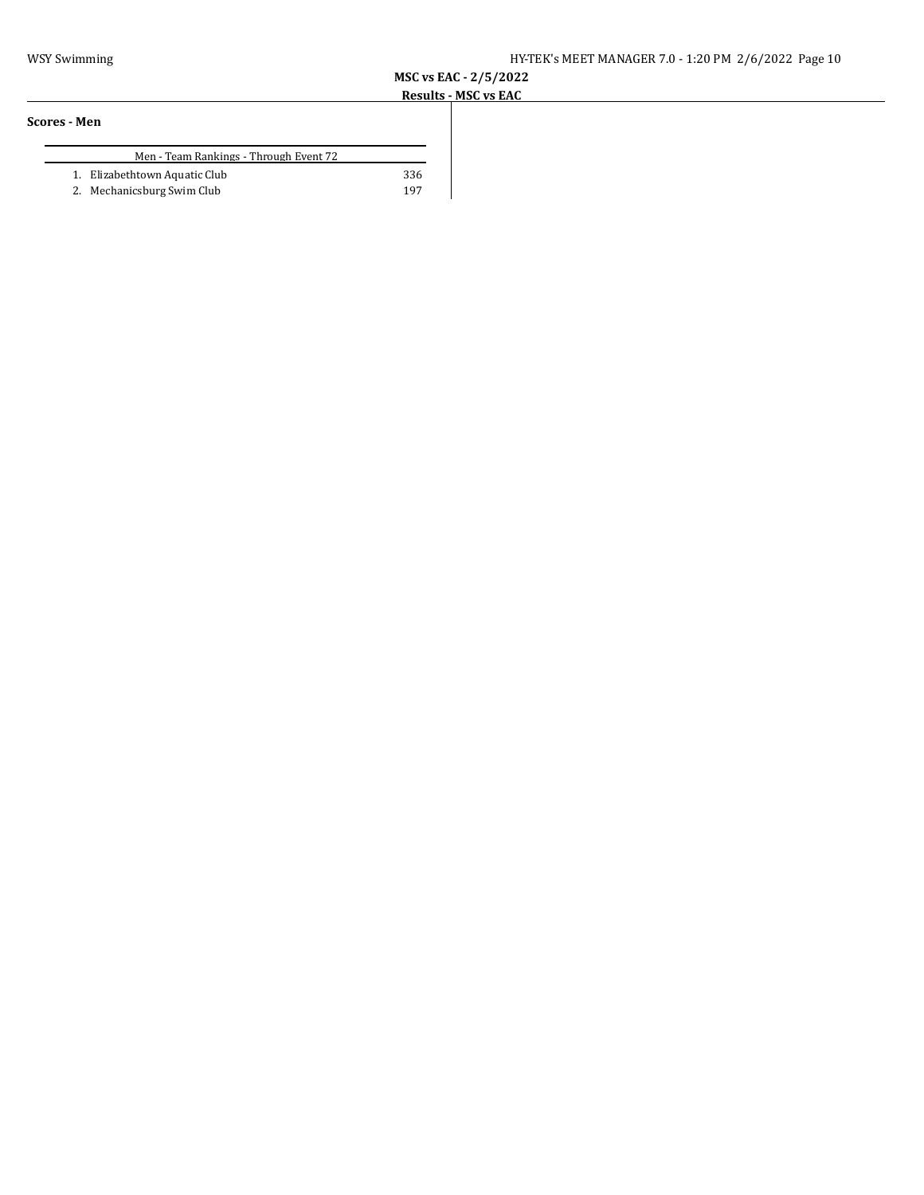**Scores - Men**

| Men - Team Rankings - Through Event 72 | |
|---|---|
| 1. Elizabethtown Aquatic Club | 336 |
| 2. Mechanicsburg Swim Club | 197 |